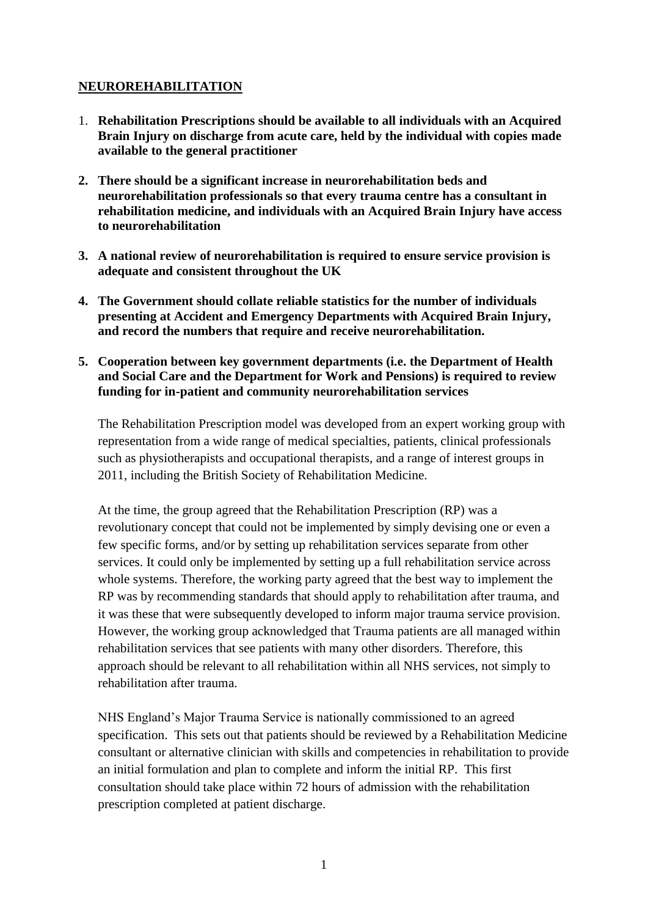## NEUROREHABILITATION

1. **Rehabilitation Prescriptions should be available to all individuals with an Acquired Brain Injury on discharge from acute care, held by the individual with copies made available to the general practitioner**

2. **There should be a significant increase in neurorehabilitation beds and neurorehabilitation professionals so that every trauma centre has a consultant in rehabilitation medicine, and individuals with an Acquired Brain Injury have access to neurorehabilitation**

3. **A national review of neurorehabilitation is required to ensure service provision is adequate and consistent throughout the UK**

4. **The Government should collate reliable statistics for the number of individuals presenting at Accident and Emergency Departments with Acquired Brain Injury, and record the numbers that require and receive neurorehabilitation.**

5. **Cooperation between key government departments (i.e. the Department of Health and Social Care and the Department for Work and Pensions) is required to review funding for in-patient and community neurorehabilitation services**

The Rehabilitation Prescription model was developed from an expert working group with representation from a wide range of medical specialties, patients, clinical professionals such as physiotherapists and occupational therapists, and a range of interest groups in 2011, including the British Society of Rehabilitation Medicine.

At the time, the group agreed that the Rehabilitation Prescription (RP) was a revolutionary concept that could not be implemented by simply devising one or even a few specific forms, and/or by setting up rehabilitation services separate from other services. It could only be implemented by setting up a full rehabilitation service across whole systems. Therefore, the working party agreed that the best way to implement the RP was by recommending standards that should apply to rehabilitation after trauma, and it was these that were subsequently developed to inform major trauma service provision. However, the working group acknowledged that Trauma patients are all managed within rehabilitation services that see patients with many other disorders. Therefore, this approach should be relevant to all rehabilitation within all NHS services, not simply to rehabilitation after trauma.

NHS England's Major Trauma Service is nationally commissioned to an agreed specification. This sets out that patients should be reviewed by a Rehabilitation Medicine consultant or alternative clinician with skills and competencies in rehabilitation to provide an initial formulation and plan to complete and inform the initial RP. This first consultation should take place within 72 hours of admission with the rehabilitation prescription completed at patient discharge.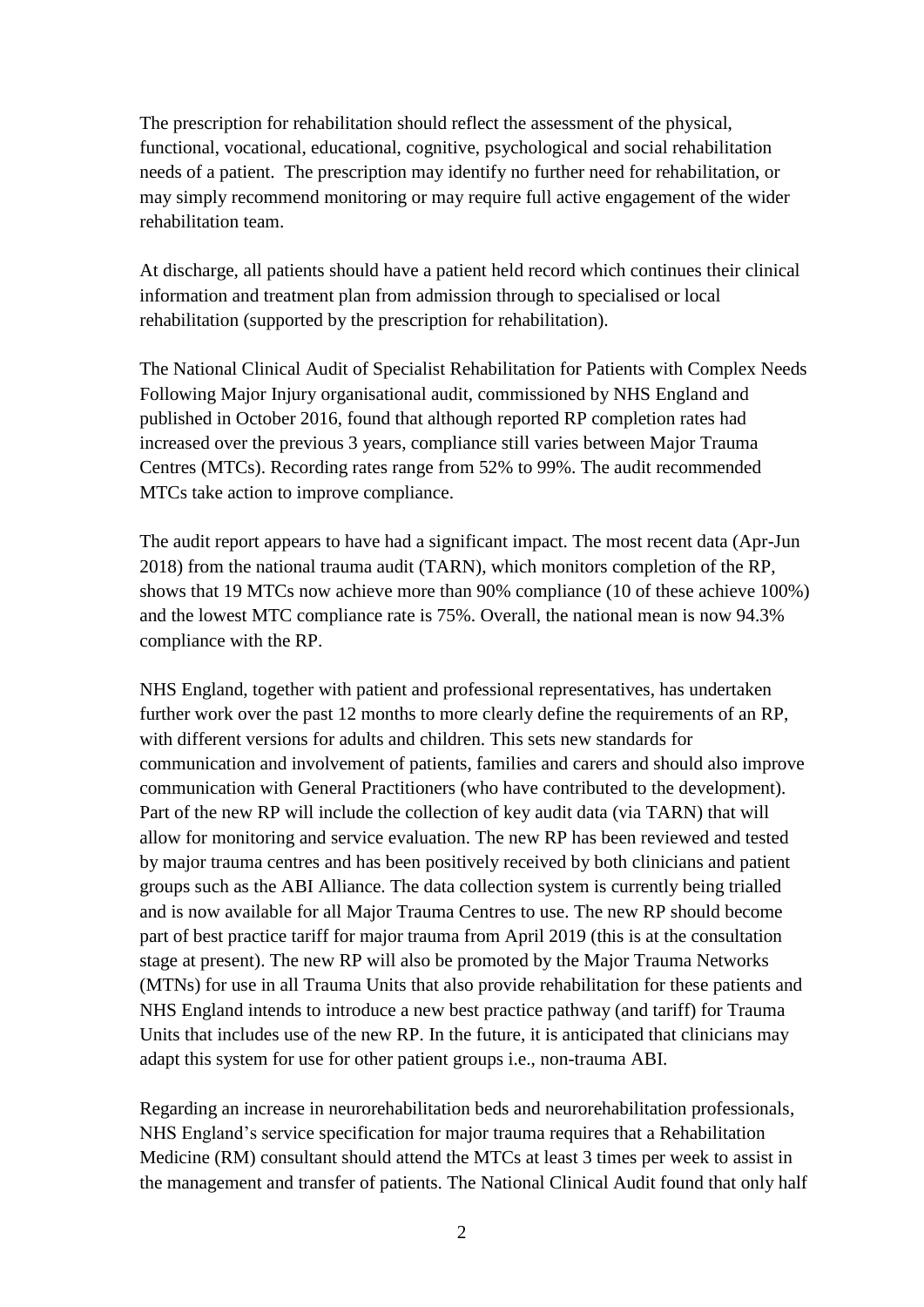The prescription for rehabilitation should reflect the assessment of the physical, functional, vocational, educational, cognitive, psychological and social rehabilitation needs of a patient. The prescription may identify no further need for rehabilitation, or may simply recommend monitoring or may require full active engagement of the wider rehabilitation team.

At discharge, all patients should have a patient held record which continues their clinical information and treatment plan from admission through to specialised or local rehabilitation (supported by the prescription for rehabilitation).

The National Clinical Audit of Specialist Rehabilitation for Patients with Complex Needs Following Major Injury organisational audit, commissioned by NHS England and published in October 2016, found that although reported RP completion rates had increased over the previous 3 years, compliance still varies between Major Trauma Centres (MTCs). Recording rates range from 52% to 99%. The audit recommended MTCs take action to improve compliance.

The audit report appears to have had a significant impact. The most recent data (Apr-Jun 2018) from the national trauma audit (TARN), which monitors completion of the RP, shows that 19 MTCs now achieve more than 90% compliance (10 of these achieve 100%) and the lowest MTC compliance rate is 75%. Overall, the national mean is now 94.3% compliance with the RP.

NHS England, together with patient and professional representatives, has undertaken further work over the past 12 months to more clearly define the requirements of an RP, with different versions for adults and children. This sets new standards for communication and involvement of patients, families and carers and should also improve communication with General Practitioners (who have contributed to the development). Part of the new RP will include the collection of key audit data (via TARN) that will allow for monitoring and service evaluation. The new RP has been reviewed and tested by major trauma centres and has been positively received by both clinicians and patient groups such as the ABI Alliance. The data collection system is currently being trialled and is now available for all Major Trauma Centres to use. The new RP should become part of best practice tariff for major trauma from April 2019 (this is at the consultation stage at present). The new RP will also be promoted by the Major Trauma Networks (MTNs) for use in all Trauma Units that also provide rehabilitation for these patients and NHS England intends to introduce a new best practice pathway (and tariff) for Trauma Units that includes use of the new RP. In the future, it is anticipated that clinicians may adapt this system for use for other patient groups i.e., non-trauma ABI.

Regarding an increase in neurorehabilitation beds and neurorehabilitation professionals, NHS England's service specification for major trauma requires that a Rehabilitation Medicine (RM) consultant should attend the MTCs at least 3 times per week to assist in the management and transfer of patients. The National Clinical Audit found that only half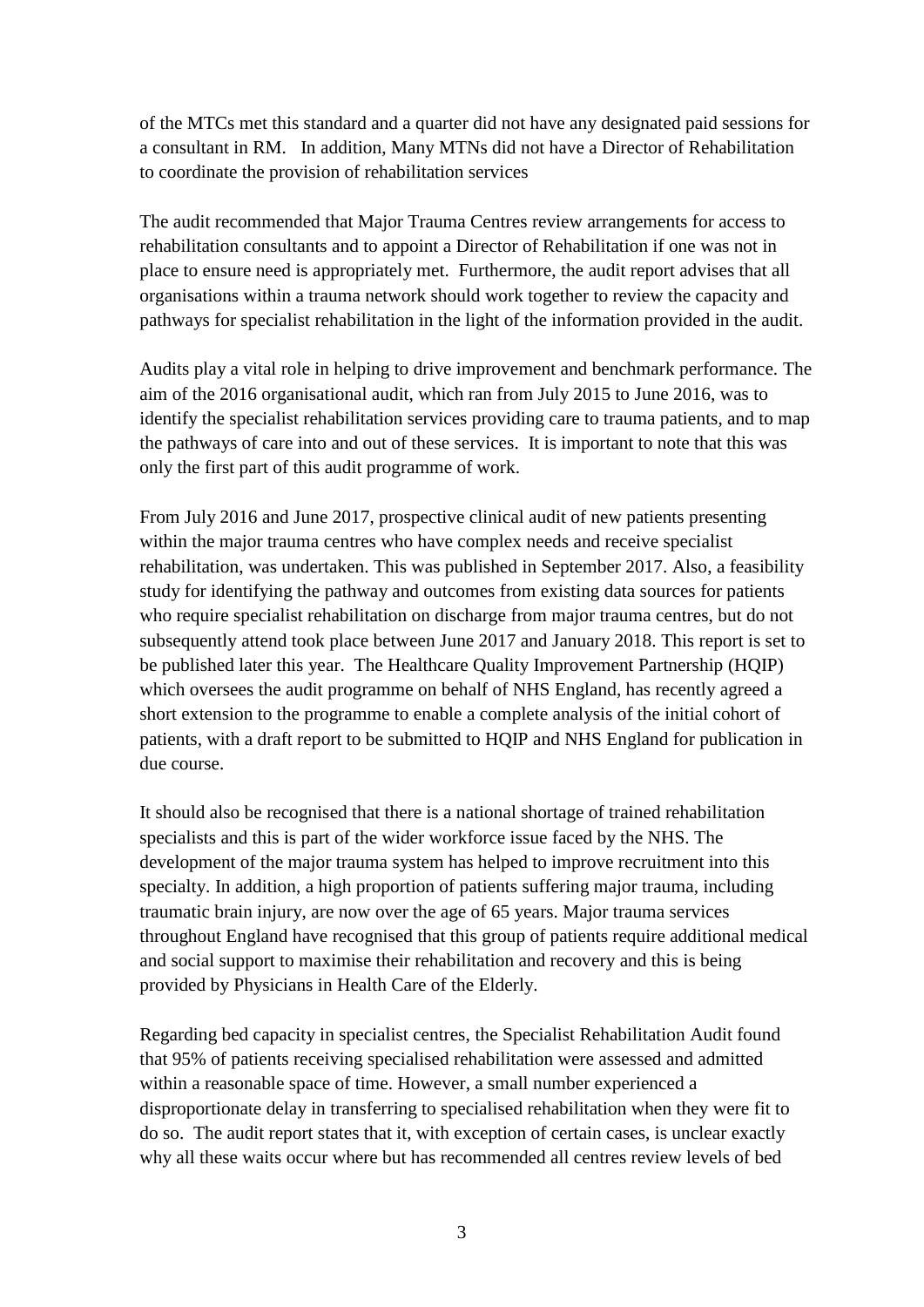of the MTCs met this standard and a quarter did not have any designated paid sessions for a consultant in RM. In addition, Many MTNs did not have a Director of Rehabilitation to coordinate the provision of rehabilitation services

The audit recommended that Major Trauma Centres review arrangements for access to rehabilitation consultants and to appoint a Director of Rehabilitation if one was not in place to ensure need is appropriately met. Furthermore, the audit report advises that all organisations within a trauma network should work together to review the capacity and pathways for specialist rehabilitation in the light of the information provided in the audit.

Audits play a vital role in helping to drive improvement and benchmark performance. The aim of the 2016 organisational audit, which ran from July 2015 to June 2016, was to identify the specialist rehabilitation services providing care to trauma patients, and to map the pathways of care into and out of these services. It is important to note that this was only the first part of this audit programme of work.

From July 2016 and June 2017, prospective clinical audit of new patients presenting within the major trauma centres who have complex needs and receive specialist rehabilitation, was undertaken. This was published in September 2017. Also, a feasibility study for identifying the pathway and outcomes from existing data sources for patients who require specialist rehabilitation on discharge from major trauma centres, but do not subsequently attend took place between June 2017 and January 2018. This report is set to be published later this year. The Healthcare Quality Improvement Partnership (HQIP) which oversees the audit programme on behalf of NHS England, has recently agreed a short extension to the programme to enable a complete analysis of the initial cohort of patients, with a draft report to be submitted to HQIP and NHS England for publication in due course.

It should also be recognised that there is a national shortage of trained rehabilitation specialists and this is part of the wider workforce issue faced by the NHS. The development of the major trauma system has helped to improve recruitment into this specialty. In addition, a high proportion of patients suffering major trauma, including traumatic brain injury, are now over the age of 65 years. Major trauma services throughout England have recognised that this group of patients require additional medical and social support to maximise their rehabilitation and recovery and this is being provided by Physicians in Health Care of the Elderly.

Regarding bed capacity in specialist centres, the Specialist Rehabilitation Audit found that 95% of patients receiving specialised rehabilitation were assessed and admitted within a reasonable space of time. However, a small number experienced a disproportionate delay in transferring to specialised rehabilitation when they were fit to do so. The audit report states that it, with exception of certain cases, is unclear exactly why all these waits occur where but has recommended all centres review levels of bed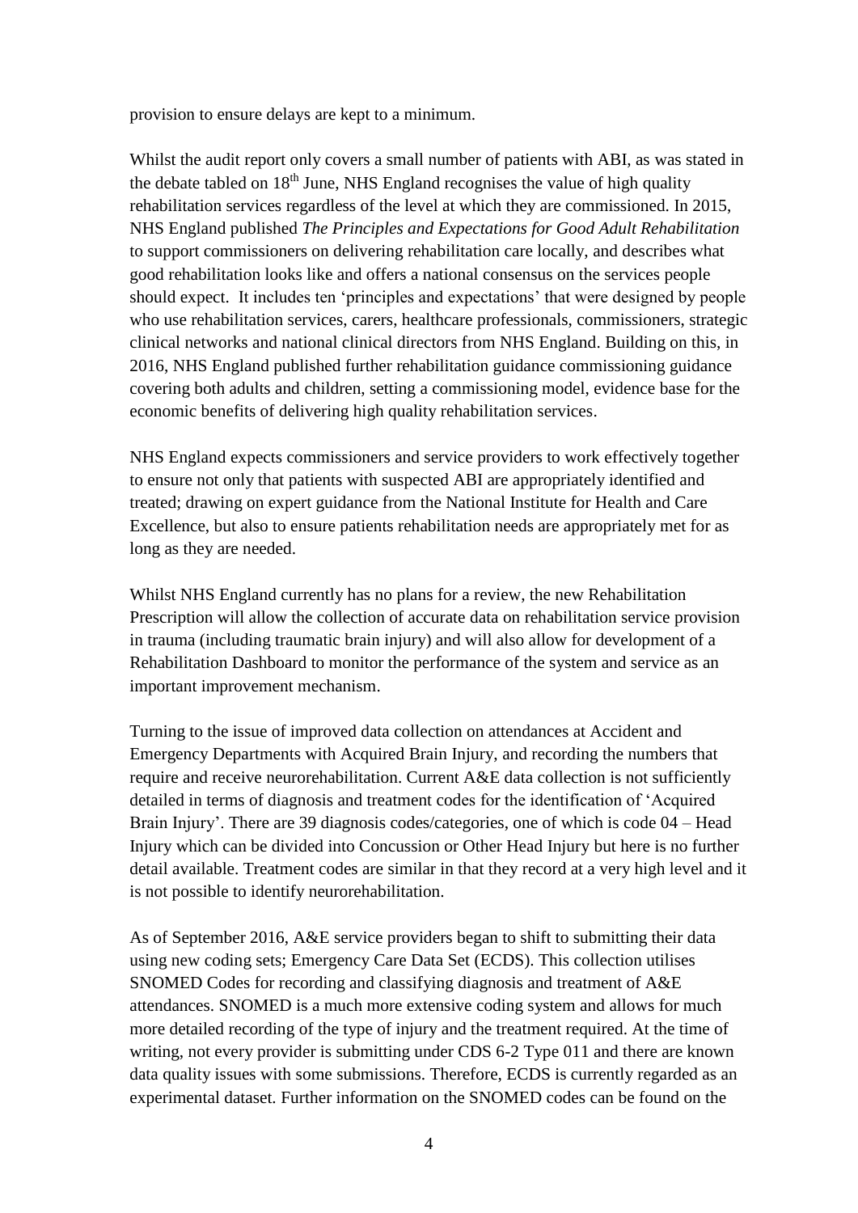provision to ensure delays are kept to a minimum.

Whilst the audit report only covers a small number of patients with ABI, as was stated in the debate tabled on 18th June, NHS England recognises the value of high quality rehabilitation services regardless of the level at which they are commissioned. In 2015, NHS England published *The Principles and Expectations for Good Adult Rehabilitation* to support commissioners on delivering rehabilitation care locally, and describes what good rehabilitation looks like and offers a national consensus on the services people should expect. It includes ten 'principles and expectations' that were designed by people who use rehabilitation services, carers, healthcare professionals, commissioners, strategic clinical networks and national clinical directors from NHS England. Building on this, in 2016, NHS England published further rehabilitation guidance commissioning guidance covering both adults and children, setting a commissioning model, evidence base for the economic benefits of delivering high quality rehabilitation services.

NHS England expects commissioners and service providers to work effectively together to ensure not only that patients with suspected ABI are appropriately identified and treated; drawing on expert guidance from the National Institute for Health and Care Excellence, but also to ensure patients rehabilitation needs are appropriately met for as long as they are needed.

Whilst NHS England currently has no plans for a review, the new Rehabilitation Prescription will allow the collection of accurate data on rehabilitation service provision in trauma (including traumatic brain injury) and will also allow for development of a Rehabilitation Dashboard to monitor the performance of the system and service as an important improvement mechanism.

Turning to the issue of improved data collection on attendances at Accident and Emergency Departments with Acquired Brain Injury, and recording the numbers that require and receive neurorehabilitation. Current A&E data collection is not sufficiently detailed in terms of diagnosis and treatment codes for the identification of 'Acquired Brain Injury'. There are 39 diagnosis codes/categories, one of which is code 04 – Head Injury which can be divided into Concussion or Other Head Injury but here is no further detail available. Treatment codes are similar in that they record at a very high level and it is not possible to identify neurorehabilitation.

As of September 2016, A&E service providers began to shift to submitting their data using new coding sets; Emergency Care Data Set (ECDS). This collection utilises SNOMED Codes for recording and classifying diagnosis and treatment of A&E attendances. SNOMED is a much more extensive coding system and allows for much more detailed recording of the type of injury and the treatment required. At the time of writing, not every provider is submitting under CDS 6-2 Type 011 and there are known data quality issues with some submissions. Therefore, ECDS is currently regarded as an experimental dataset. Further information on the SNOMED codes can be found on the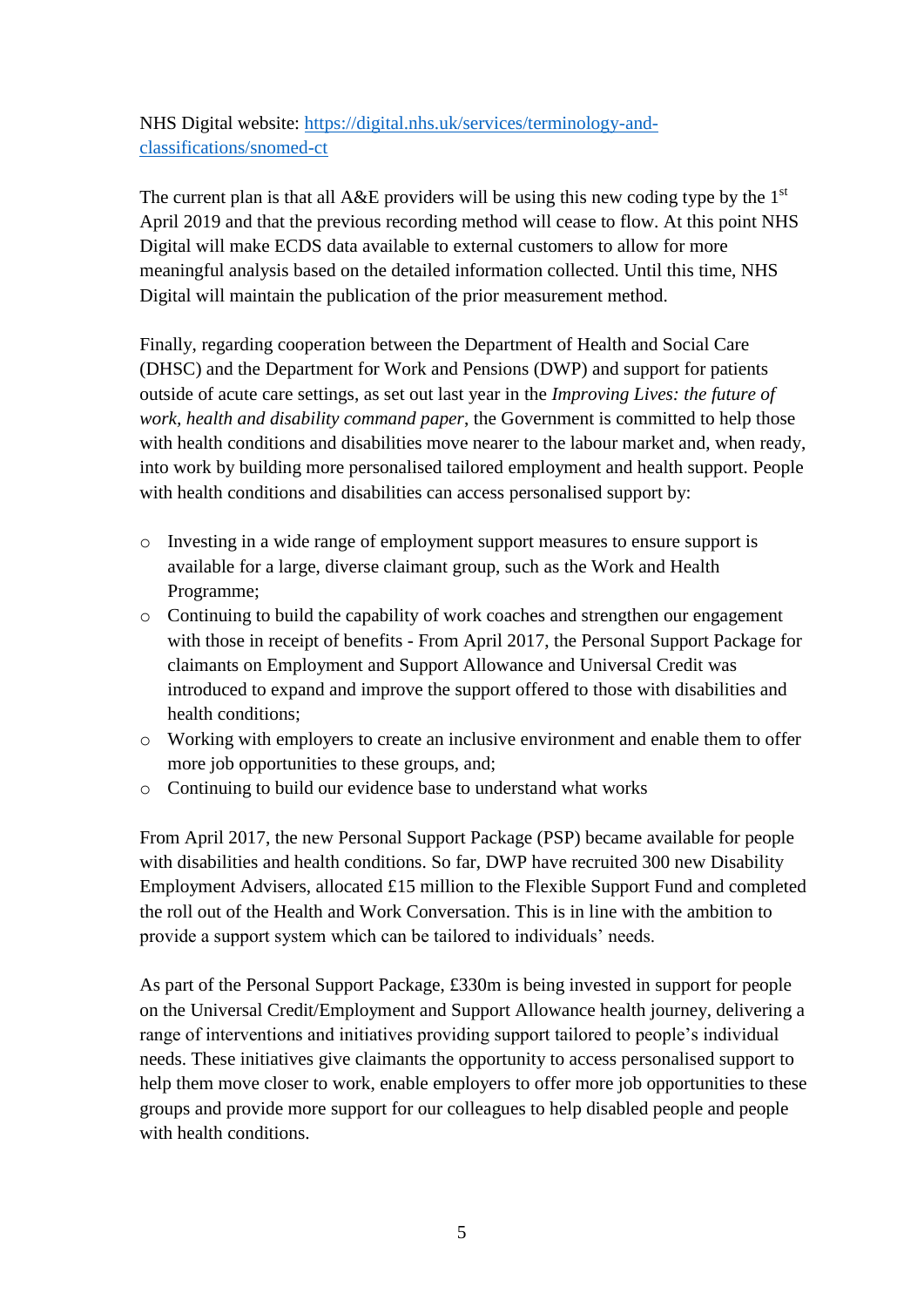NHS Digital website: [https://digital.nhs.uk/services/terminology-and-classifications/snomed-ct](https://digital.nhs.uk/services/terminology-and-classifications/snomed-ct)

The current plan is that all A&E providers will be using this new coding type by the 1st April 2019 and that the previous recording method will cease to flow. At this point NHS Digital will make ECDS data available to external customers to allow for more meaningful analysis based on the detailed information collected. Until this time, NHS Digital will maintain the publication of the prior measurement method.

Finally, regarding cooperation between the Department of Health and Social Care (DHSC) and the Department for Work and Pensions (DWP) and support for patients outside of acute care settings, as set out last year in the *Improving Lives: the future of work, health and disability command paper*, the Government is committed to help those with health conditions and disabilities move nearer to the labour market and, when ready, into work by building more personalised tailored employment and health support. People with health conditions and disabilities can access personalised support by:

- Investing in a wide range of employment support measures to ensure support is available for a large, diverse claimant group, such as the Work and Health Programme;
- Continuing to build the capability of work coaches and strengthen our engagement with those in receipt of benefits - From April 2017, the Personal Support Package for claimants on Employment and Support Allowance and Universal Credit was introduced to expand and improve the support offered to those with disabilities and health conditions;
- Working with employers to create an inclusive environment and enable them to offer more job opportunities to these groups, and;
- Continuing to build our evidence base to understand what works

From April 2017, the new Personal Support Package (PSP) became available for people with disabilities and health conditions. So far, DWP have recruited 300 new Disability Employment Advisers, allocated £15 million to the Flexible Support Fund and completed the roll out of the Health and Work Conversation. This is in line with the ambition to provide a support system which can be tailored to individuals' needs.

As part of the Personal Support Package, £330m is being invested in support for people on the Universal Credit/Employment and Support Allowance health journey, delivering a range of interventions and initiatives providing support tailored to people's individual needs. These initiatives give claimants the opportunity to access personalised support to help them move closer to work, enable employers to offer more job opportunities to these groups and provide more support for our colleagues to help disabled people and people with health conditions.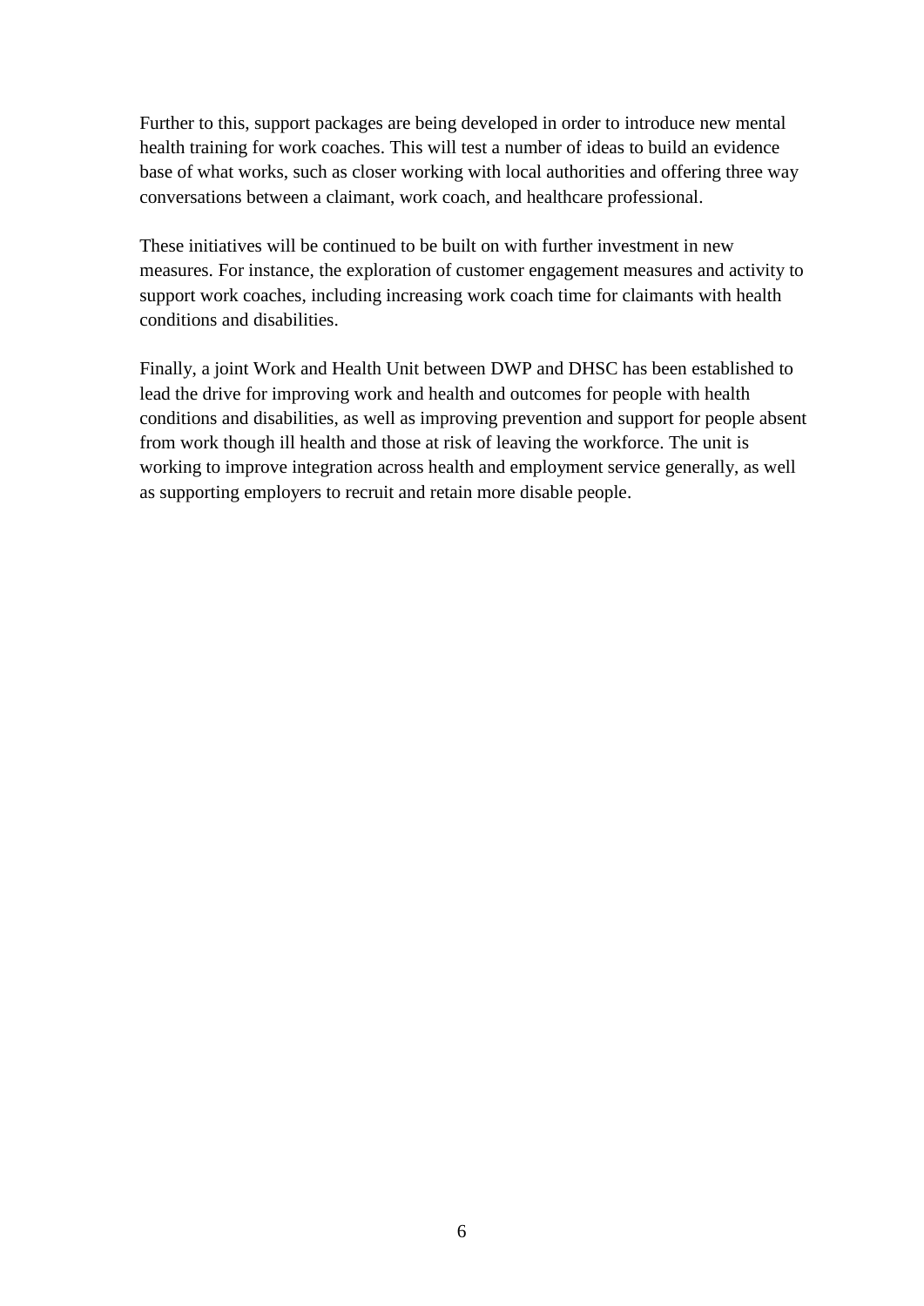Further to this, support packages are being developed in order to introduce new mental health training for work coaches. This will test a number of ideas to build an evidence base of what works, such as closer working with local authorities and offering three way conversations between a claimant, work coach, and healthcare professional.

These initiatives will be continued to be built on with further investment in new measures. For instance, the exploration of customer engagement measures and activity to support work coaches, including increasing work coach time for claimants with health conditions and disabilities.

Finally, a joint Work and Health Unit between DWP and DHSC has been established to lead the drive for improving work and health and outcomes for people with health conditions and disabilities, as well as improving prevention and support for people absent from work though ill health and those at risk of leaving the workforce. The unit is working to improve integration across health and employment service generally, as well as supporting employers to recruit and retain more disable people.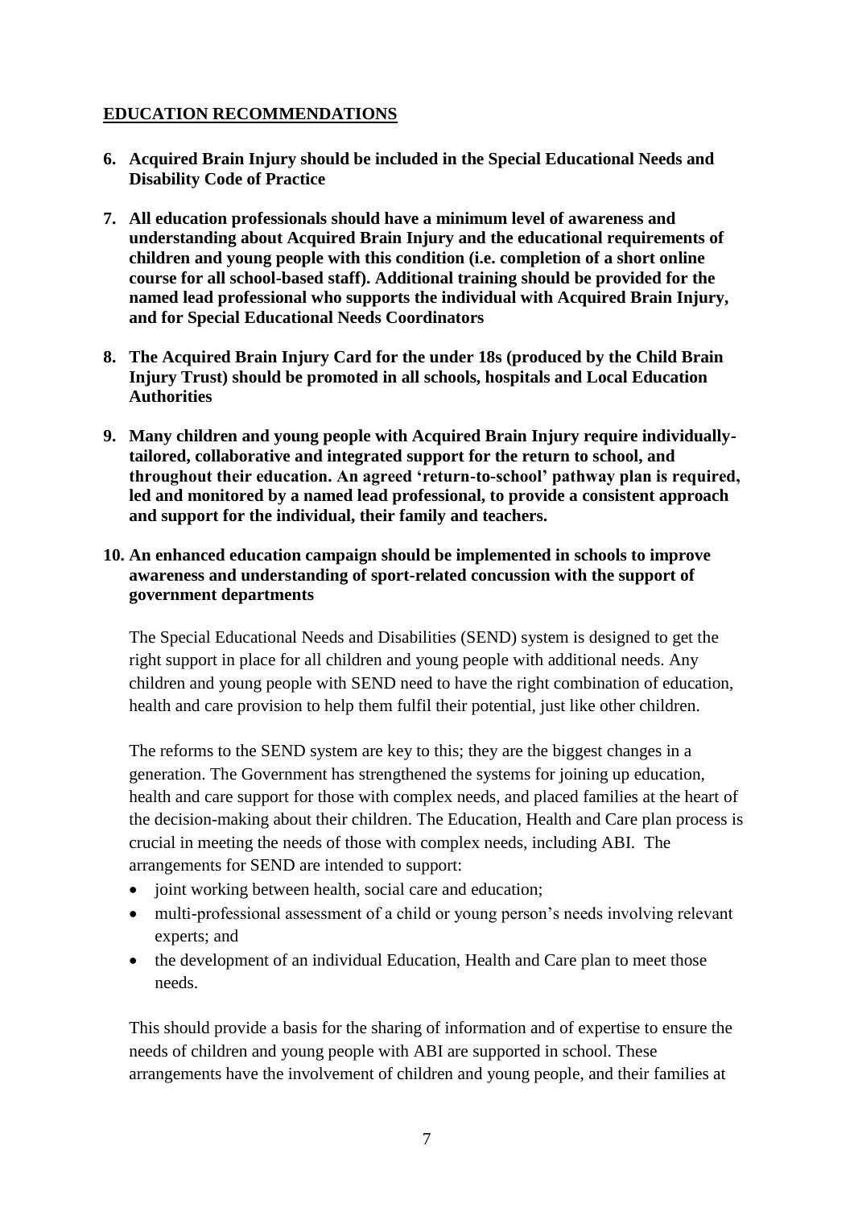## EDUCATION RECOMMENDATIONS

6. **Acquired Brain Injury should be included in the Special Educational Needs and Disability Code of Practice**

7. **All education professionals should have a minimum level of awareness and understanding about Acquired Brain Injury and the educational requirements of children and young people with this condition (i.e. completion of a short online course for all school-based staff). Additional training should be provided for the named lead professional who supports the individual with Acquired Brain Injury, and for Special Educational Needs Coordinators**

8. **The Acquired Brain Injury Card for the under 18s (produced by the Child Brain Injury Trust) should be promoted in all schools, hospitals and Local Education Authorities**

9. **Many children and young people with Acquired Brain Injury require individually-tailored, collaborative and integrated support for the return to school, and throughout their education. An agreed 'return-to-school' pathway plan is required, led and monitored by a named lead professional, to provide a consistent approach and support for the individual, their family and teachers.**

10. **An enhanced education campaign should be implemented in schools to improve awareness and understanding of sport-related concussion with the support of government departments**

The Special Educational Needs and Disabilities (SEND) system is designed to get the right support in place for all children and young people with additional needs. Any children and young people with SEND need to have the right combination of education, health and care provision to help them fulfil their potential, just like other children.

The reforms to the SEND system are key to this; they are the biggest changes in a generation. The Government has strengthened the systems for joining up education, health and care support for those with complex needs, and placed families at the heart of the decision-making about their children. The Education, Health and Care plan process is crucial in meeting the needs of those with complex needs, including ABI. The arrangements for SEND are intended to support:

- joint working between health, social care and education;
- multi-professional assessment of a child or young person's needs involving relevant experts; and
- the development of an individual Education, Health and Care plan to meet those needs.

This should provide a basis for the sharing of information and of expertise to ensure the needs of children and young people with ABI are supported in school. These arrangements have the involvement of children and young people, and their families at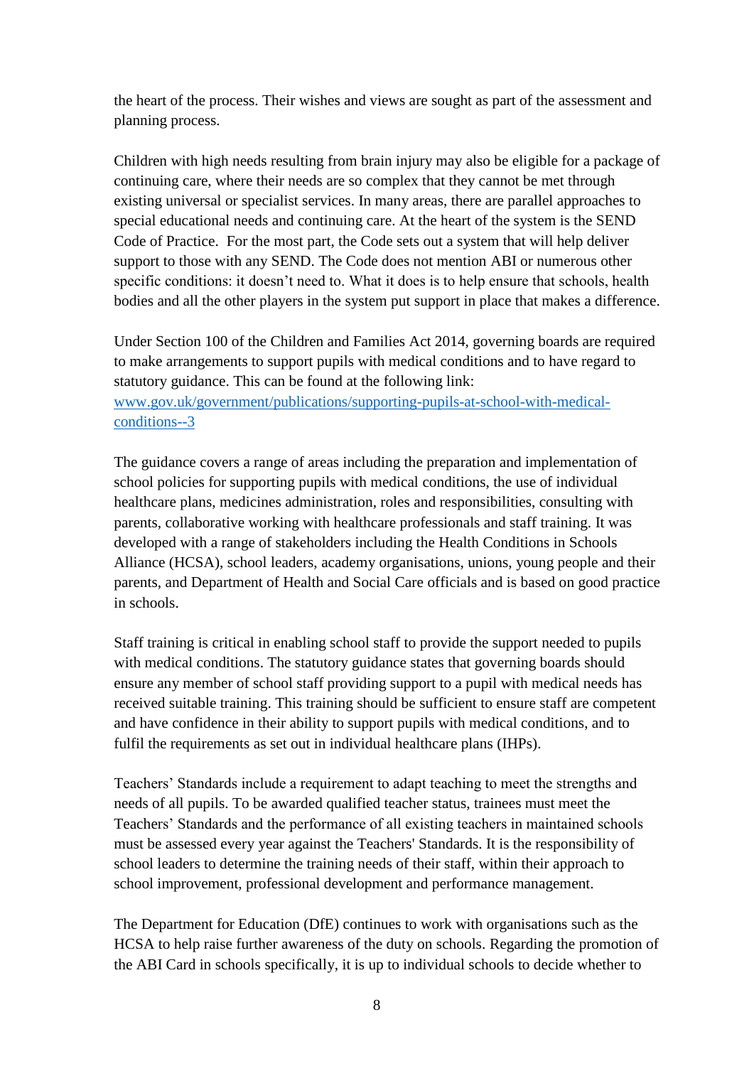the heart of the process. Their wishes and views are sought as part of the assessment and planning process.

Children with high needs resulting from brain injury may also be eligible for a package of continuing care, where their needs are so complex that they cannot be met through existing universal or specialist services. In many areas, there are parallel approaches to special educational needs and continuing care. At the heart of the system is the SEND Code of Practice. For the most part, the Code sets out a system that will help deliver support to those with any SEND. The Code does not mention ABI or numerous other specific conditions: it doesn't need to. What it does is to help ensure that schools, health bodies and all the other players in the system put support in place that makes a difference.

Under Section 100 of the Children and Families Act 2014, governing boards are required to make arrangements to support pupils with medical conditions and to have regard to statutory guidance. This can be found at the following link: [www.gov.uk/government/publications/supporting-pupils-at-school-with-medical-conditions--3](www.gov.uk/government/publications/supporting-pupils-at-school-with-medical-conditions--3)

The guidance covers a range of areas including the preparation and implementation of school policies for supporting pupils with medical conditions, the use of individual healthcare plans, medicines administration, roles and responsibilities, consulting with parents, collaborative working with healthcare professionals and staff training. It was developed with a range of stakeholders including the Health Conditions in Schools Alliance (HCSA), school leaders, academy organisations, unions, young people and their parents, and Department of Health and Social Care officials and is based on good practice in schools.

Staff training is critical in enabling school staff to provide the support needed to pupils with medical conditions. The statutory guidance states that governing boards should ensure any member of school staff providing support to a pupil with medical needs has received suitable training. This training should be sufficient to ensure staff are competent and have confidence in their ability to support pupils with medical conditions, and to fulfil the requirements as set out in individual healthcare plans (IHPs).

Teachers' Standards include a requirement to adapt teaching to meet the strengths and needs of all pupils. To be awarded qualified teacher status, trainees must meet the Teachers' Standards and the performance of all existing teachers in maintained schools must be assessed every year against the Teachers' Standards. It is the responsibility of school leaders to determine the training needs of their staff, within their approach to school improvement, professional development and performance management.

The Department for Education (DfE) continues to work with organisations such as the HCSA to help raise further awareness of the duty on schools. Regarding the promotion of the ABI Card in schools specifically, it is up to individual schools to decide whether to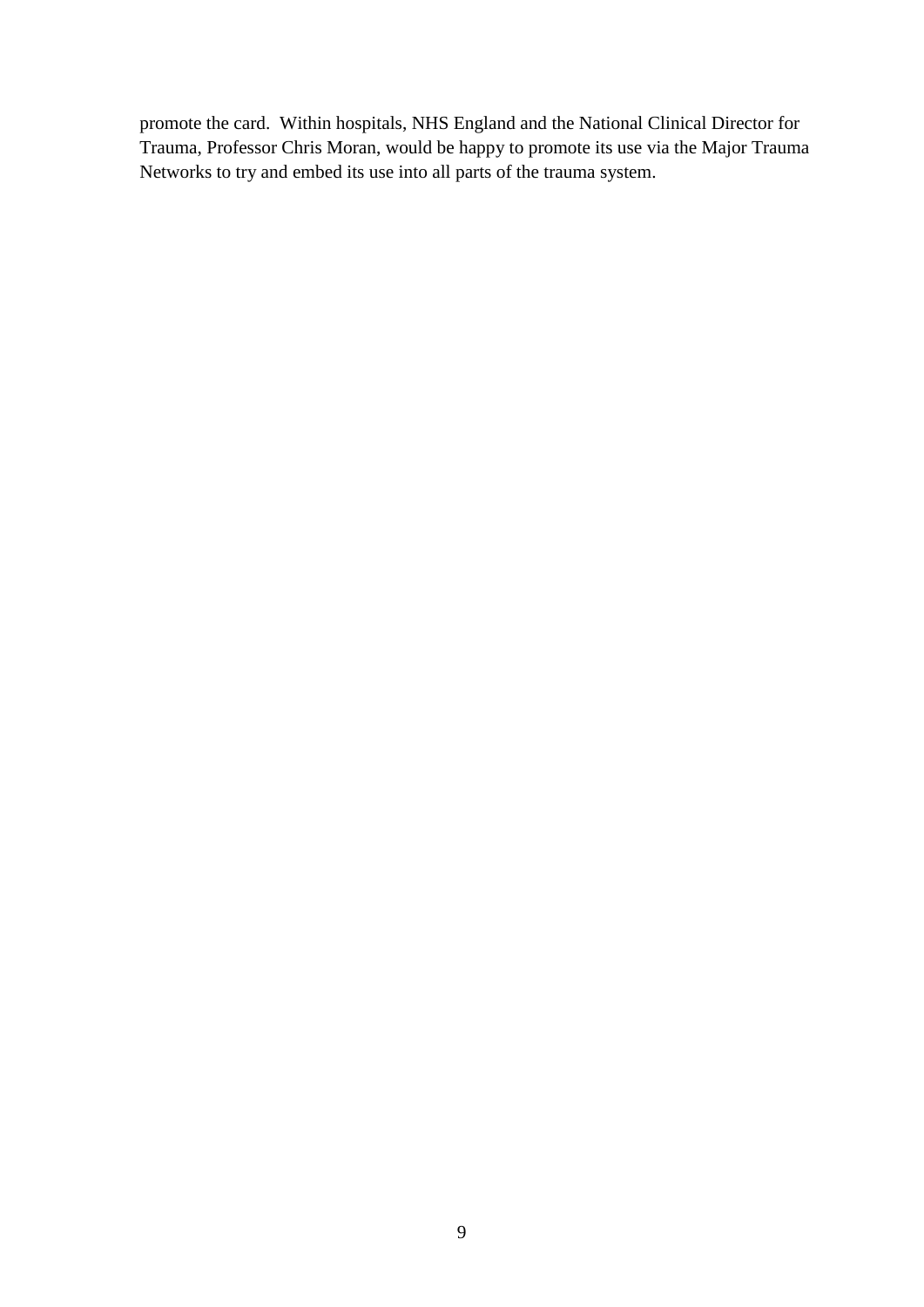promote the card. Within hospitals, NHS England and the National Clinical Director for Trauma, Professor Chris Moran, would be happy to promote its use via the Major Trauma Networks to try and embed its use into all parts of the trauma system.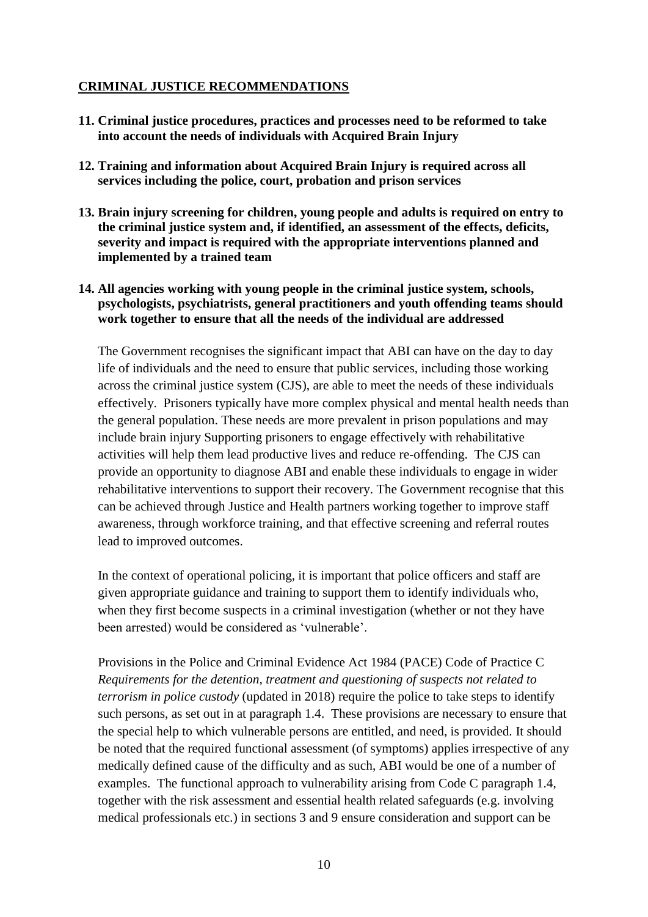## CRIMINAL JUSTICE RECOMMENDATIONS

**11. Criminal justice procedures, practices and processes need to be reformed to take into account the needs of individuals with Acquired Brain Injury**

**12. Training and information about Acquired Brain Injury is required across all services including the police, court, probation and prison services**

**13. Brain injury screening for children, young people and adults is required on entry to the criminal justice system and, if identified, an assessment of the effects, deficits, severity and impact is required with the appropriate interventions planned and implemented by a trained team**

**14. All agencies working with young people in the criminal justice system, schools, psychologists, psychiatrists, general practitioners and youth offending teams should work together to ensure that all the needs of the individual are addressed**

The Government recognises the significant impact that ABI can have on the day to day life of individuals and the need to ensure that public services, including those working across the criminal justice system (CJS), are able to meet the needs of these individuals effectively. Prisoners typically have more complex physical and mental health needs than the general population. These needs are more prevalent in prison populations and may include brain injury Supporting prisoners to engage effectively with rehabilitative activities will help them lead productive lives and reduce re-offending. The CJS can provide an opportunity to diagnose ABI and enable these individuals to engage in wider rehabilitative interventions to support their recovery. The Government recognise that this can be achieved through Justice and Health partners working together to improve staff awareness, through workforce training, and that effective screening and referral routes lead to improved outcomes.

In the context of operational policing, it is important that police officers and staff are given appropriate guidance and training to support them to identify individuals who, when they first become suspects in a criminal investigation (whether or not they have been arrested) would be considered as 'vulnerable'.

Provisions in the Police and Criminal Evidence Act 1984 (PACE) Code of Practice C *Requirements for the detention, treatment and questioning of suspects not related to terrorism in police custody* (updated in 2018) require the police to take steps to identify such persons, as set out in at paragraph 1.4. These provisions are necessary to ensure that the special help to which vulnerable persons are entitled, and need, is provided. It should be noted that the required functional assessment (of symptoms) applies irrespective of any medically defined cause of the difficulty and as such, ABI would be one of a number of examples. The functional approach to vulnerability arising from Code C paragraph 1.4, together with the risk assessment and essential health related safeguards (e.g. involving medical professionals etc.) in sections 3 and 9 ensure consideration and support can be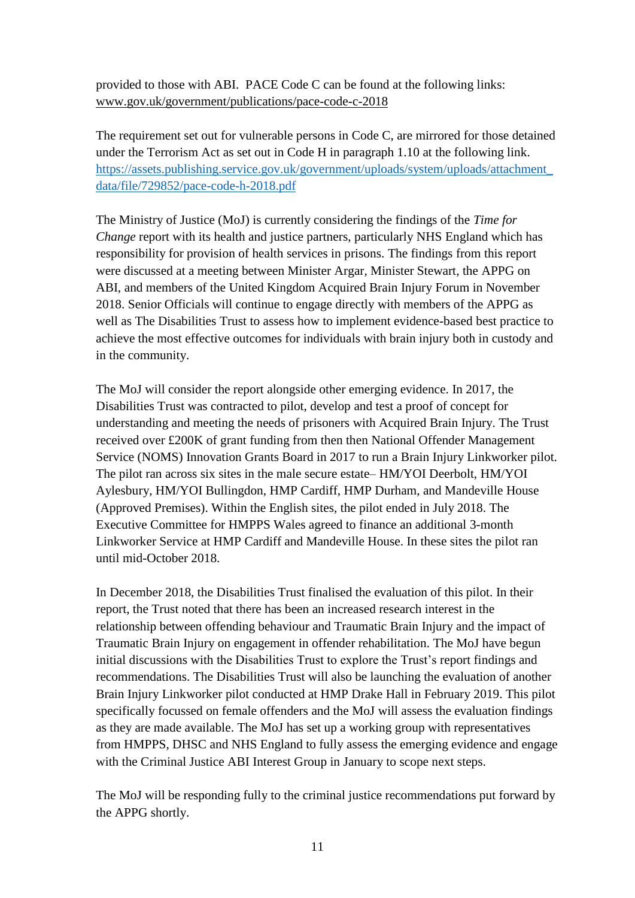provided to those with ABI. PACE Code C can be found at the following links: www.gov.uk/government/publications/pace-code-c-2018

The requirement set out for vulnerable persons in Code C, are mirrored for those detained under the Terrorism Act as set out in Code H in paragraph 1.10 at the following link. https://assets.publishing.service.gov.uk/government/uploads/system/uploads/attachment_data/file/729852/pace-code-h-2018.pdf

The Ministry of Justice (MoJ) is currently considering the findings of the *Time for Change* report with its health and justice partners, particularly NHS England which has responsibility for provision of health services in prisons. The findings from this report were discussed at a meeting between Minister Argar, Minister Stewart, the APPG on ABI, and members of the United Kingdom Acquired Brain Injury Forum in November 2018. Senior Officials will continue to engage directly with members of the APPG as well as The Disabilities Trust to assess how to implement evidence-based best practice to achieve the most effective outcomes for individuals with brain injury both in custody and in the community.

The MoJ will consider the report alongside other emerging evidence. In 2017, the Disabilities Trust was contracted to pilot, develop and test a proof of concept for understanding and meeting the needs of prisoners with Acquired Brain Injury. The Trust received over £200K of grant funding from then then National Offender Management Service (NOMS) Innovation Grants Board in 2017 to run a Brain Injury Linkworker pilot. The pilot ran across six sites in the male secure estate– HM/YOI Deerbolt, HM/YOI Aylesbury, HM/YOI Bullingdon, HMP Cardiff, HMP Durham, and Mandeville House (Approved Premises). Within the English sites, the pilot ended in July 2018. The Executive Committee for HMPPS Wales agreed to finance an additional 3-month Linkworker Service at HMP Cardiff and Mandeville House. In these sites the pilot ran until mid-October 2018.

In December 2018, the Disabilities Trust finalised the evaluation of this pilot. In their report, the Trust noted that there has been an increased research interest in the relationship between offending behaviour and Traumatic Brain Injury and the impact of Traumatic Brain Injury on engagement in offender rehabilitation. The MoJ have begun initial discussions with the Disabilities Trust to explore the Trust's report findings and recommendations. The Disabilities Trust will also be launching the evaluation of another Brain Injury Linkworker pilot conducted at HMP Drake Hall in February 2019. This pilot specifically focussed on female offenders and the MoJ will assess the evaluation findings as they are made available. The MoJ has set up a working group with representatives from HMPPS, DHSC and NHS England to fully assess the emerging evidence and engage with the Criminal Justice ABI Interest Group in January to scope next steps.

The MoJ will be responding fully to the criminal justice recommendations put forward by the APPG shortly.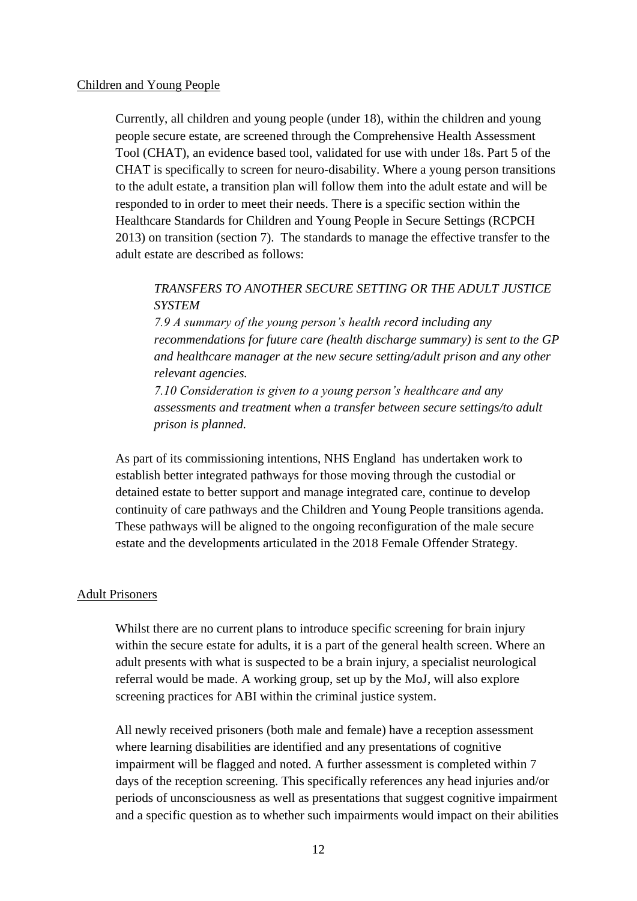Children and Young People

Currently, all children and young people (under 18), within the children and young people secure estate, are screened through the Comprehensive Health Assessment Tool (CHAT), an evidence based tool, validated for use with under 18s. Part 5 of the CHAT is specifically to screen for neuro-disability. Where a young person transitions to the adult estate, a transition plan will follow them into the adult estate and will be responded to in order to meet their needs. There is a specific section within the Healthcare Standards for Children and Young People in Secure Settings (RCPCH 2013) on transition (section 7). The standards to manage the effective transfer to the adult estate are described as follows:

> *TRANSFERS TO ANOTHER SECURE SETTING OR THE ADULT JUSTICE SYSTEM*
>
> *7.9 A summary of the young person's health record including any recommendations for future care (health discharge summary) is sent to the GP and healthcare manager at the new secure setting/adult prison and any other relevant agencies.*
>
> *7.10 Consideration is given to a young person's healthcare and any assessments and treatment when a transfer between secure settings/to adult prison is planned.*

As part of its commissioning intentions, NHS England has undertaken work to establish better integrated pathways for those moving through the custodial or detained estate to better support and manage integrated care, continue to develop continuity of care pathways and the Children and Young People transitions agenda. These pathways will be aligned to the ongoing reconfiguration of the male secure estate and the developments articulated in the 2018 Female Offender Strategy.

Adult Prisoners

Whilst there are no current plans to introduce specific screening for brain injury within the secure estate for adults, it is a part of the general health screen. Where an adult presents with what is suspected to be a brain injury, a specialist neurological referral would be made. A working group, set up by the MoJ, will also explore screening practices for ABI within the criminal justice system.

All newly received prisoners (both male and female) have a reception assessment where learning disabilities are identified and any presentations of cognitive impairment will be flagged and noted. A further assessment is completed within 7 days of the reception screening. This specifically references any head injuries and/or periods of unconsciousness as well as presentations that suggest cognitive impairment and a specific question as to whether such impairments would impact on their abilities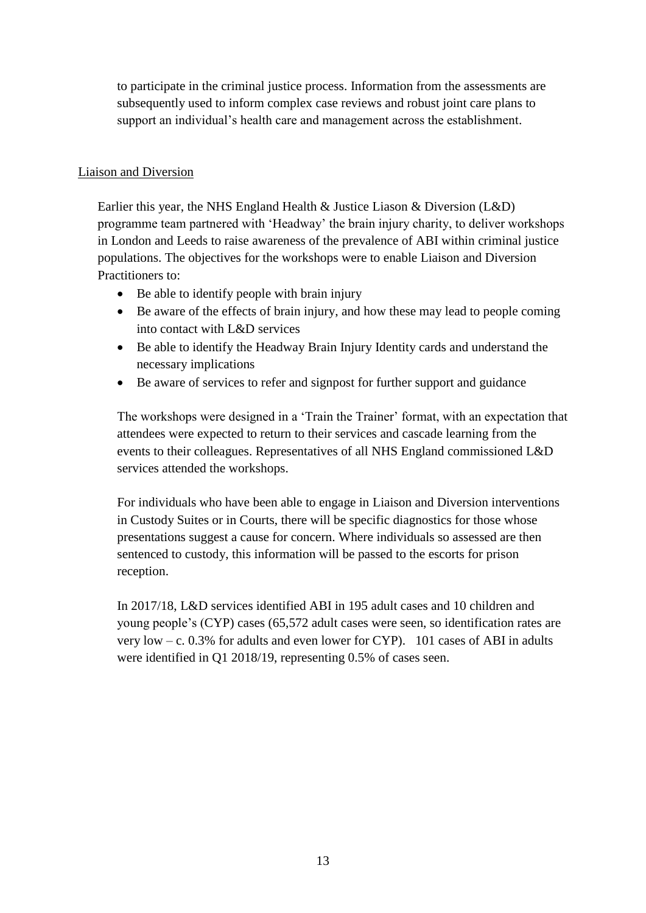to participate in the criminal justice process. Information from the assessments are subsequently used to inform complex case reviews and robust joint care plans to support an individual's health care and management across the establishment.

<u>Liaison and Diversion</u>

Earlier this year, the NHS England Health & Justice Liason & Diversion (L&D) programme team partnered with 'Headway' the brain injury charity, to deliver workshops in London and Leeds to raise awareness of the prevalence of ABI within criminal justice populations. The objectives for the workshops were to enable Liaison and Diversion Practitioners to:

- Be able to identify people with brain injury
- Be aware of the effects of brain injury, and how these may lead to people coming into contact with L&D services
- Be able to identify the Headway Brain Injury Identity cards and understand the necessary implications
- Be aware of services to refer and signpost for further support and guidance

The workshops were designed in a 'Train the Trainer' format, with an expectation that attendees were expected to return to their services and cascade learning from the events to their colleagues. Representatives of all NHS England commissioned L&D services attended the workshops.

For individuals who have been able to engage in Liaison and Diversion interventions in Custody Suites or in Courts, there will be specific diagnostics for those whose presentations suggest a cause for concern. Where individuals so assessed are then sentenced to custody, this information will be passed to the escorts for prison reception.

In 2017/18, L&D services identified ABI in 195 adult cases and 10 children and young people's (CYP) cases (65,572 adult cases were seen, so identification rates are very low – c. 0.3% for adults and even lower for CYP). 101 cases of ABI in adults were identified in Q1 2018/19, representing 0.5% of cases seen.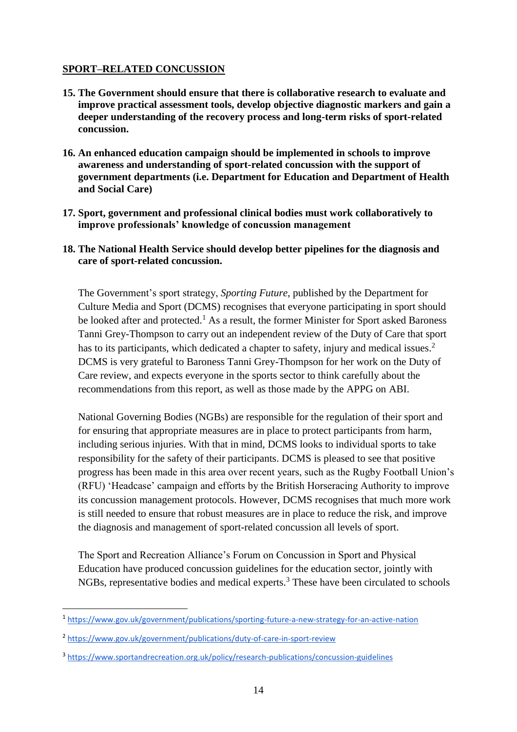## SPORT–RELATED CONCUSSION

**15. The Government should ensure that there is collaborative research to evaluate and improve practical assessment tools, develop objective diagnostic markers and gain a deeper understanding of the recovery process and long-term risks of sport-related concussion.**

**16. An enhanced education campaign should be implemented in schools to improve awareness and understanding of sport-related concussion with the support of government departments (i.e. Department for Education and Department of Health and Social Care)**

**17. Sport, government and professional clinical bodies must work collaboratively to improve professionals' knowledge of concussion management**

**18. The National Health Service should develop better pipelines for the diagnosis and care of sport-related concussion.**

The Government's sport strategy, *Sporting Future*, published by the Department for Culture Media and Sport (DCMS) recognises that everyone participating in sport should be looked after and protected.[1] As a result, the former Minister for Sport asked Baroness Tanni Grey-Thompson to carry out an independent review of the Duty of Care that sport has to its participants, which dedicated a chapter to safety, injury and medical issues.[2] DCMS is very grateful to Baroness Tanni Grey-Thompson for her work on the Duty of Care review, and expects everyone in the sports sector to think carefully about the recommendations from this report, as well as those made by the APPG on ABI.

National Governing Bodies (NGBs) are responsible for the regulation of their sport and for ensuring that appropriate measures are in place to protect participants from harm, including serious injuries. With that in mind, DCMS looks to individual sports to take responsibility for the safety of their participants. DCMS is pleased to see that positive progress has been made in this area over recent years, such as the Rugby Football Union's (RFU) 'Headcase' campaign and efforts by the British Horseracing Authority to improve its concussion management protocols. However, DCMS recognises that much more work is still needed to ensure that robust measures are in place to reduce the risk, and improve the diagnosis and management of sport-related concussion all levels of sport.

The Sport and Recreation Alliance's Forum on Concussion in Sport and Physical Education have produced concussion guidelines for the education sector, jointly with NGBs, representative bodies and medical experts.[3] These have been circulated to schools

---

[1] https://www.gov.uk/government/publications/sporting-future-a-new-strategy-for-an-active-nation

[2] https://www.gov.uk/government/publications/duty-of-care-in-sport-review

[3] https://www.sportandrecreation.org.uk/policy/research-publications/concussion-guidelines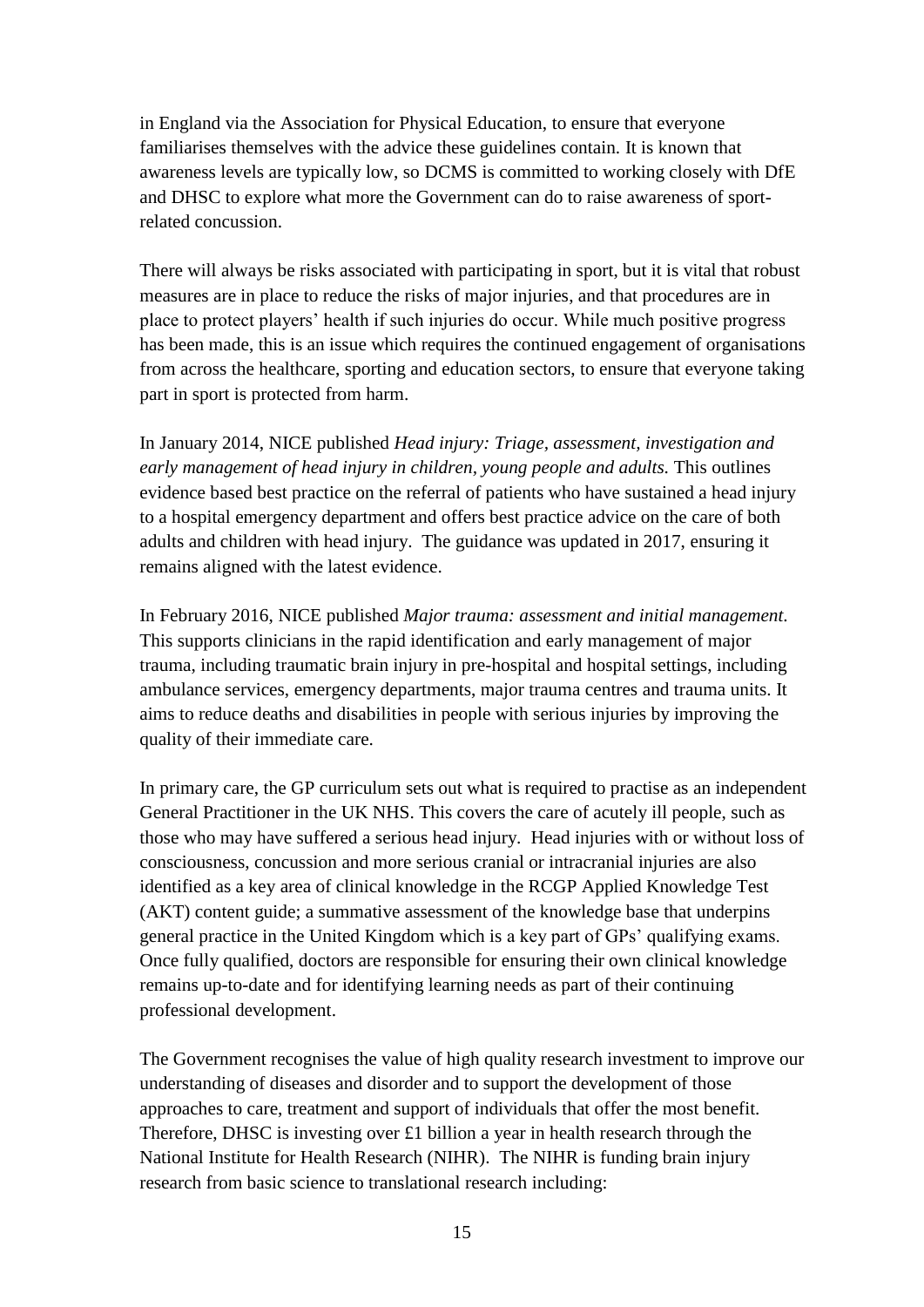in England via the Association for Physical Education, to ensure that everyone familiarises themselves with the advice these guidelines contain. It is known that awareness levels are typically low, so DCMS is committed to working closely with DfE and DHSC to explore what more the Government can do to raise awareness of sport-related concussion.

There will always be risks associated with participating in sport, but it is vital that robust measures are in place to reduce the risks of major injuries, and that procedures are in place to protect players' health if such injuries do occur. While much positive progress has been made, this is an issue which requires the continued engagement of organisations from across the healthcare, sporting and education sectors, to ensure that everyone taking part in sport is protected from harm.

In January 2014, NICE published *Head injury: Triage, assessment, investigation and early management of head injury in children, young people and adults.* This outlines evidence based best practice on the referral of patients who have sustained a head injury to a hospital emergency department and offers best practice advice on the care of both adults and children with head injury. The guidance was updated in 2017, ensuring it remains aligned with the latest evidence.

In February 2016, NICE published *Major trauma: assessment and initial management*. This supports clinicians in the rapid identification and early management of major trauma, including traumatic brain injury in pre-hospital and hospital settings, including ambulance services, emergency departments, major trauma centres and trauma units. It aims to reduce deaths and disabilities in people with serious injuries by improving the quality of their immediate care.

In primary care, the GP curriculum sets out what is required to practise as an independent General Practitioner in the UK NHS. This covers the care of acutely ill people, such as those who may have suffered a serious head injury. Head injuries with or without loss of consciousness, concussion and more serious cranial or intracranial injuries are also identified as a key area of clinical knowledge in the RCGP Applied Knowledge Test (AKT) content guide; a summative assessment of the knowledge base that underpins general practice in the United Kingdom which is a key part of GPs' qualifying exams. Once fully qualified, doctors are responsible for ensuring their own clinical knowledge remains up-to-date and for identifying learning needs as part of their continuing professional development.

The Government recognises the value of high quality research investment to improve our understanding of diseases and disorder and to support the development of those approaches to care, treatment and support of individuals that offer the most benefit. Therefore, DHSC is investing over £1 billion a year in health research through the National Institute for Health Research (NIHR). The NIHR is funding brain injury research from basic science to translational research including: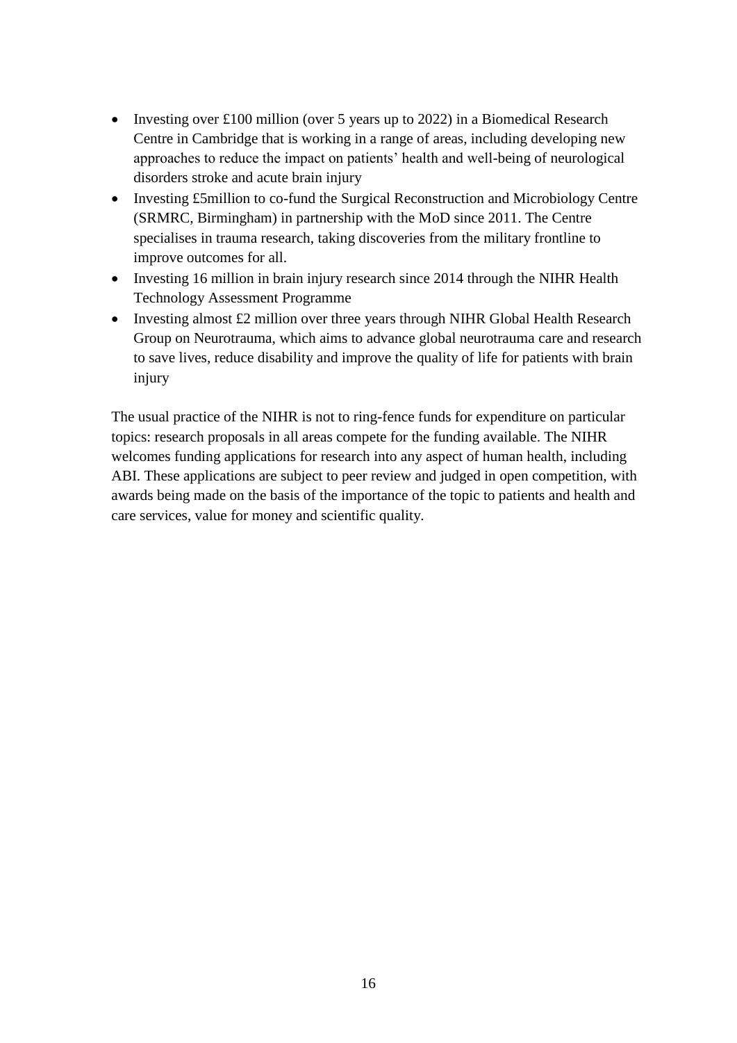- Investing over £100 million (over 5 years up to 2022) in a Biomedical Research Centre in Cambridge that is working in a range of areas, including developing new approaches to reduce the impact on patients' health and well-being of neurological disorders stroke and acute brain injury
- Investing £5million to co-fund the Surgical Reconstruction and Microbiology Centre (SRMRC, Birmingham) in partnership with the MoD since 2011. The Centre specialises in trauma research, taking discoveries from the military frontline to improve outcomes for all.
- Investing 16 million in brain injury research since 2014 through the NIHR Health Technology Assessment Programme
- Investing almost £2 million over three years through NIHR Global Health Research Group on Neurotrauma, which aims to advance global neurotrauma care and research to save lives, reduce disability and improve the quality of life for patients with brain injury

The usual practice of the NIHR is not to ring-fence funds for expenditure on particular topics: research proposals in all areas compete for the funding available. The NIHR welcomes funding applications for research into any aspect of human health, including ABI. These applications are subject to peer review and judged in open competition, with awards being made on the basis of the importance of the topic to patients and health and care services, value for money and scientific quality.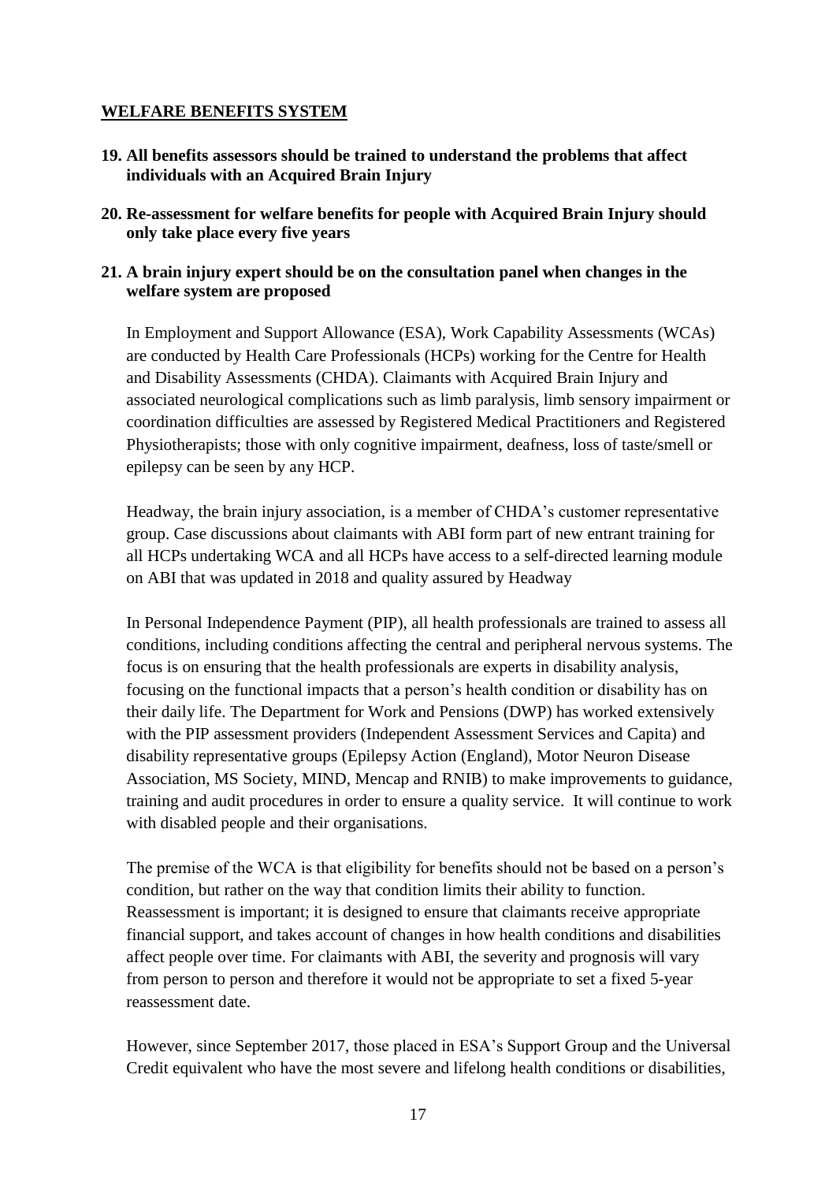## WELFARE BENEFITS SYSTEM

**19. All benefits assessors should be trained to understand the problems that affect individuals with an Acquired Brain Injury**

**20. Re-assessment for welfare benefits for people with Acquired Brain Injury should only take place every five years**

**21. A brain injury expert should be on the consultation panel when changes in the welfare system are proposed**

In Employment and Support Allowance (ESA), Work Capability Assessments (WCAs) are conducted by Health Care Professionals (HCPs) working for the Centre for Health and Disability Assessments (CHDA). Claimants with Acquired Brain Injury and associated neurological complications such as limb paralysis, limb sensory impairment or coordination difficulties are assessed by Registered Medical Practitioners and Registered Physiotherapists; those with only cognitive impairment, deafness, loss of taste/smell or epilepsy can be seen by any HCP.

Headway, the brain injury association, is a member of CHDA's customer representative group. Case discussions about claimants with ABI form part of new entrant training for all HCPs undertaking WCA and all HCPs have access to a self-directed learning module on ABI that was updated in 2018 and quality assured by Headway

In Personal Independence Payment (PIP), all health professionals are trained to assess all conditions, including conditions affecting the central and peripheral nervous systems. The focus is on ensuring that the health professionals are experts in disability analysis, focusing on the functional impacts that a person's health condition or disability has on their daily life. The Department for Work and Pensions (DWP) has worked extensively with the PIP assessment providers (Independent Assessment Services and Capita) and disability representative groups (Epilepsy Action (England), Motor Neuron Disease Association, MS Society, MIND, Mencap and RNIB) to make improvements to guidance, training and audit procedures in order to ensure a quality service. It will continue to work with disabled people and their organisations.

The premise of the WCA is that eligibility for benefits should not be based on a person's condition, but rather on the way that condition limits their ability to function. Reassessment is important; it is designed to ensure that claimants receive appropriate financial support, and takes account of changes in how health conditions and disabilities affect people over time. For claimants with ABI, the severity and prognosis will vary from person to person and therefore it would not be appropriate to set a fixed 5-year reassessment date.

However, since September 2017, those placed in ESA's Support Group and the Universal Credit equivalent who have the most severe and lifelong health conditions or disabilities,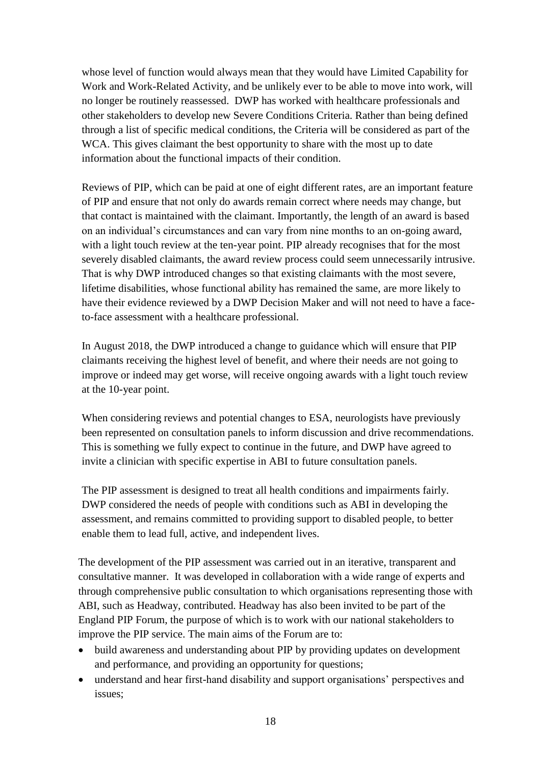whose level of function would always mean that they would have Limited Capability for Work and Work-Related Activity, and be unlikely ever to be able to move into work, will no longer be routinely reassessed. DWP has worked with healthcare professionals and other stakeholders to develop new Severe Conditions Criteria. Rather than being defined through a list of specific medical conditions, the Criteria will be considered as part of the WCA. This gives claimant the best opportunity to share with the most up to date information about the functional impacts of their condition.

Reviews of PIP, which can be paid at one of eight different rates, are an important feature of PIP and ensure that not only do awards remain correct where needs may change, but that contact is maintained with the claimant. Importantly, the length of an award is based on an individual's circumstances and can vary from nine months to an on-going award, with a light touch review at the ten-year point. PIP already recognises that for the most severely disabled claimants, the award review process could seem unnecessarily intrusive. That is why DWP introduced changes so that existing claimants with the most severe, lifetime disabilities, whose functional ability has remained the same, are more likely to have their evidence reviewed by a DWP Decision Maker and will not need to have a face-to-face assessment with a healthcare professional.

In August 2018, the DWP introduced a change to guidance which will ensure that PIP claimants receiving the highest level of benefit, and where their needs are not going to improve or indeed may get worse, will receive ongoing awards with a light touch review at the 10-year point.

When considering reviews and potential changes to ESA, neurologists have previously been represented on consultation panels to inform discussion and drive recommendations. This is something we fully expect to continue in the future, and DWP have agreed to invite a clinician with specific expertise in ABI to future consultation panels.

The PIP assessment is designed to treat all health conditions and impairments fairly. DWP considered the needs of people with conditions such as ABI in developing the assessment, and remains committed to providing support to disabled people, to better enable them to lead full, active, and independent lives.

The development of the PIP assessment was carried out in an iterative, transparent and consultative manner. It was developed in collaboration with a wide range of experts and through comprehensive public consultation to which organisations representing those with ABI, such as Headway, contributed. Headway has also been invited to be part of the England PIP Forum, the purpose of which is to work with our national stakeholders to improve the PIP service. The main aims of the Forum are to:

- build awareness and understanding about PIP by providing updates on development and performance, and providing an opportunity for questions;
- understand and hear first-hand disability and support organisations' perspectives and issues;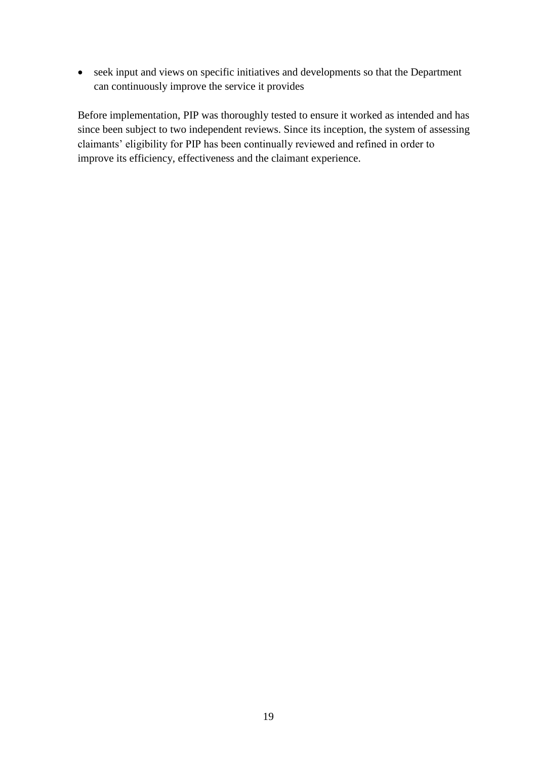- seek input and views on specific initiatives and developments so that the Department can continuously improve the service it provides

Before implementation, PIP was thoroughly tested to ensure it worked as intended and has since been subject to two independent reviews. Since its inception, the system of assessing claimants' eligibility for PIP has been continually reviewed and refined in order to improve its efficiency, effectiveness and the claimant experience.